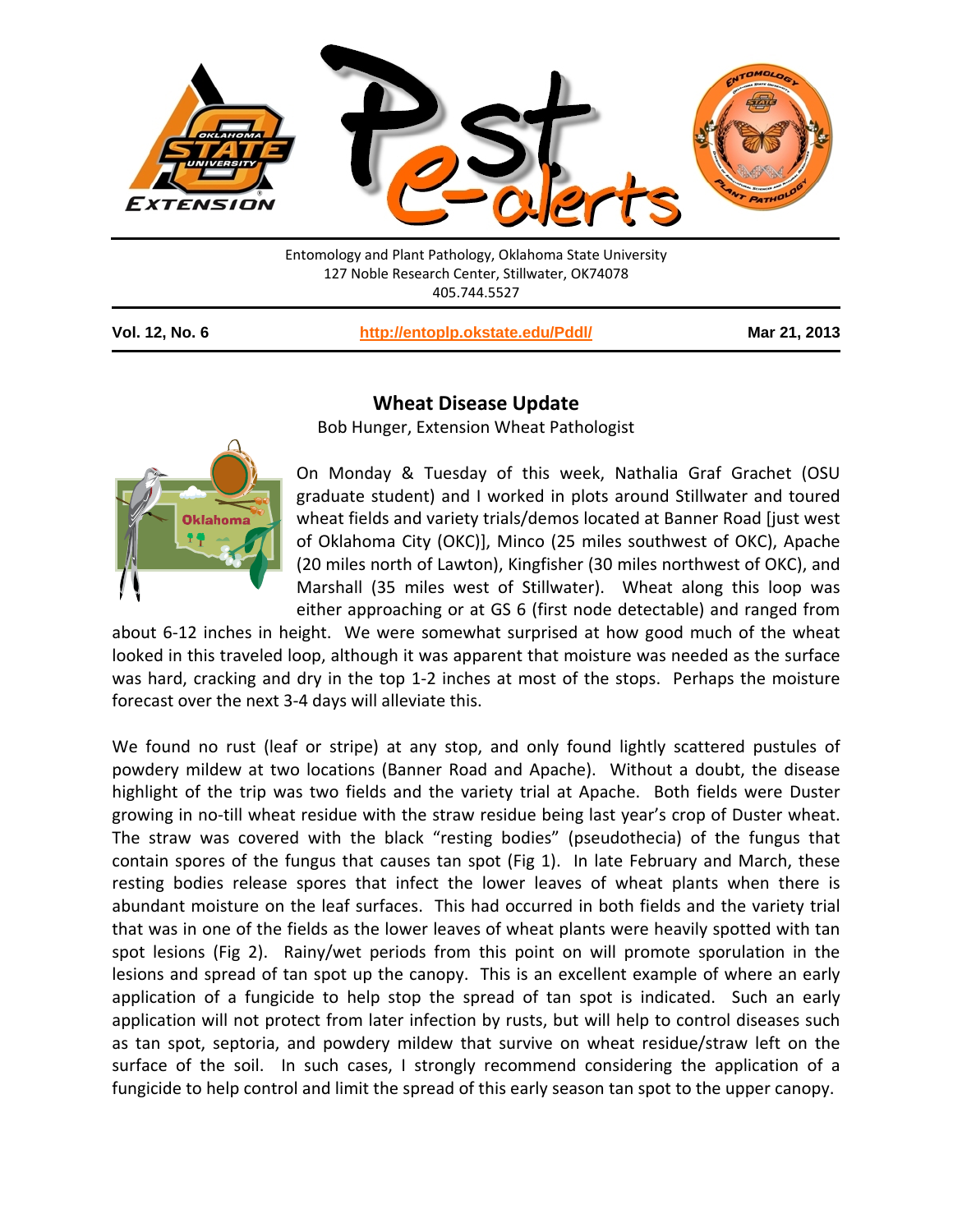Entomology and Plant Pathology, Oklahoma State University
127 Noble Research Center, Stillwater, OK74078
405.744.5527

**Vol. 12, No. 6** | **http://entoplp.okstate.edu/Pddl/** | **Mar 21, 2013**

## Wheat Disease Update

Bob Hunger, Extension Wheat Pathologist

On Monday & Tuesday of this week, Nathalia Graf Grachet (OSU graduate student) and I worked in plots around Stillwater and toured wheat fields and variety trials/demos located at Banner Road [just west of Oklahoma City (OKC)], Minco (25 miles southwest of OKC), Apache (20 miles north of Lawton), Kingfisher (30 miles northwest of OKC), and Marshall (35 miles west of Stillwater). Wheat along this loop was either approaching or at GS 6 (first node detectable) and ranged from about 6-12 inches in height. We were somewhat surprised at how good much of the wheat looked in this traveled loop, although it was apparent that moisture was needed as the surface was hard, cracking and dry in the top 1-2 inches at most of the stops. Perhaps the moisture forecast over the next 3-4 days will alleviate this.

We found no rust (leaf or stripe) at any stop, and only found lightly scattered pustules of powdery mildew at two locations (Banner Road and Apache). Without a doubt, the disease highlight of the trip was two fields and the variety trial at Apache. Both fields were Duster growing in no-till wheat residue with the straw residue being last year's crop of Duster wheat. The straw was covered with the black "resting bodies" (pseudothecia) of the fungus that contain spores of the fungus that causes tan spot (Fig 1). In late February and March, these resting bodies release spores that infect the lower leaves of wheat plants when there is abundant moisture on the leaf surfaces. This had occurred in both fields and the variety trial that was in one of the fields as the lower leaves of wheat plants were heavily spotted with tan spot lesions (Fig 2). Rainy/wet periods from this point on will promote sporulation in the lesions and spread of tan spot up the canopy. This is an excellent example of where an early application of a fungicide to help stop the spread of tan spot is indicated. Such an early application will not protect from later infection by rusts, but will help to control diseases such as tan spot, septoria, and powdery mildew that survive on wheat residue/straw left on the surface of the soil. In such cases, I strongly recommend considering the application of a fungicide to help control and limit the spread of this early season tan spot to the upper canopy.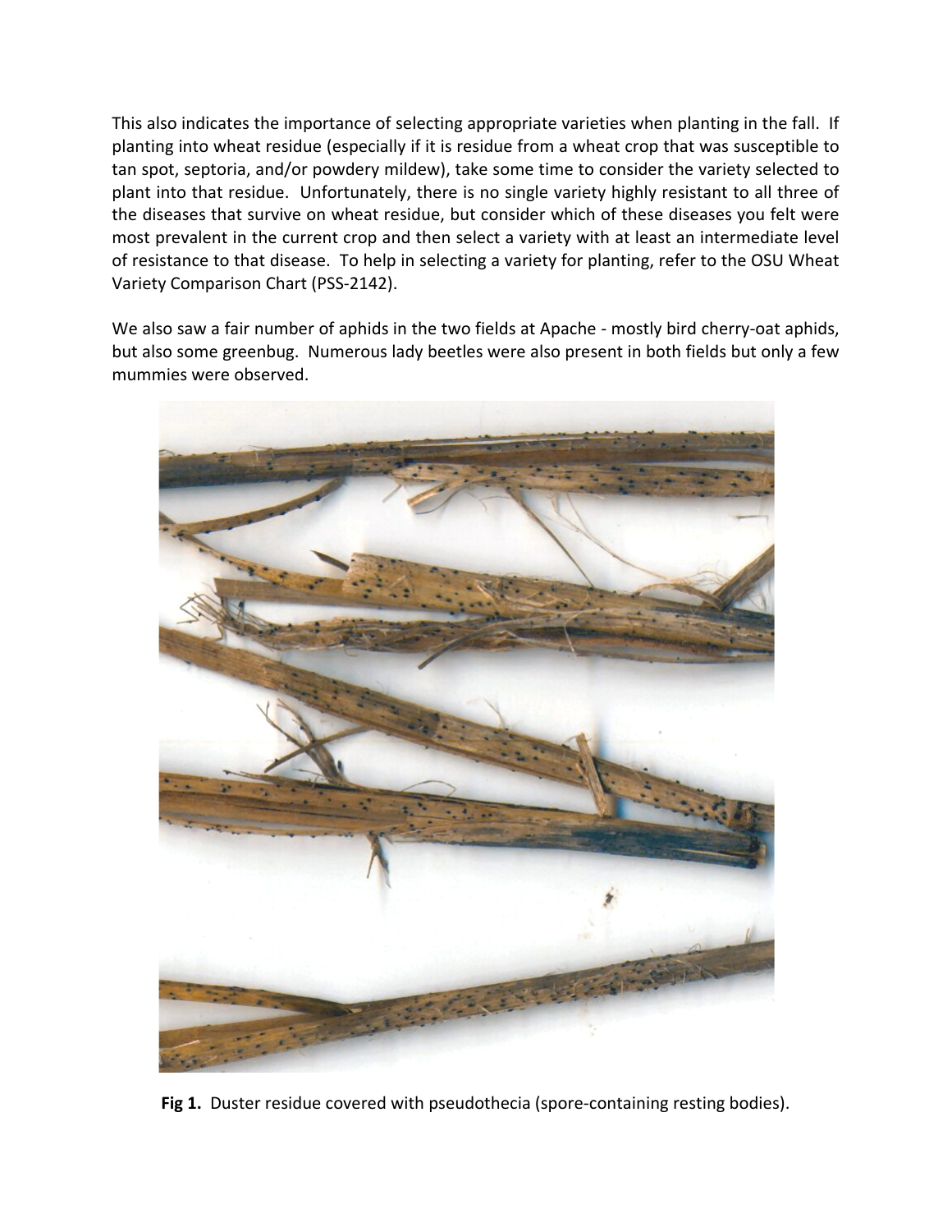This also indicates the importance of selecting appropriate varieties when planting in the fall. If planting into wheat residue (especially if it is residue from a wheat crop that was susceptible to tan spot, septoria, and/or powdery mildew), take some time to consider the variety selected to plant into that residue. Unfortunately, there is no single variety highly resistant to all three of the diseases that survive on wheat residue, but consider which of these diseases you felt were most prevalent in the current crop and then select a variety with at least an intermediate level of resistance to that disease. To help in selecting a variety for planting, refer to the OSU Wheat Variety Comparison Chart (PSS-2142).

We also saw a fair number of aphids in the two fields at Apache - mostly bird cherry-oat aphids, but also some greenbug. Numerous lady beetles were also present in both fields but only a few mummies were observed.

**Fig 1.** Duster residue covered with pseudothecia (spore-containing resting bodies).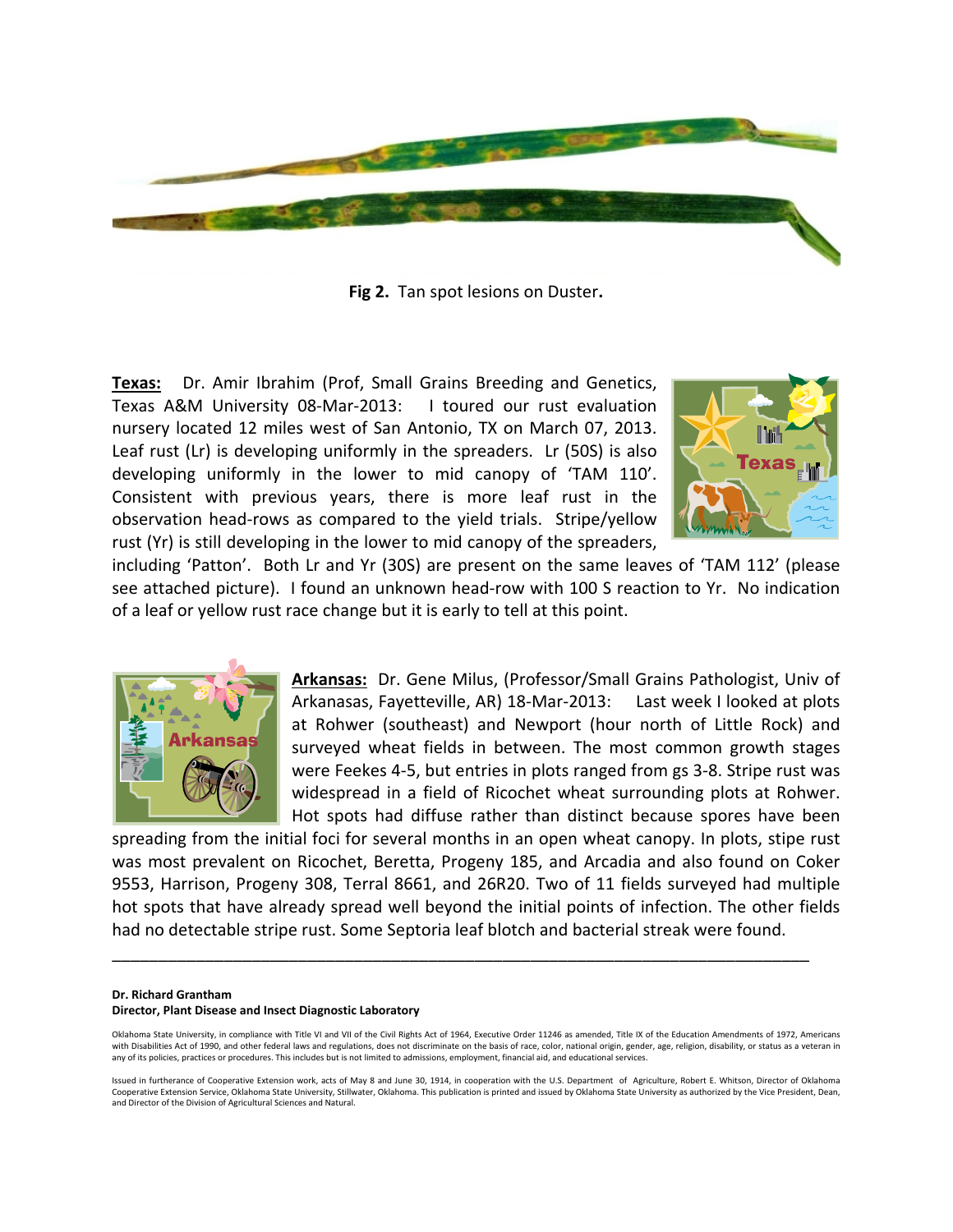**Fig 2.** Tan spot lesions on Duster**.**

**Texas:** Dr. Amir Ibrahim (Prof, Small Grains Breeding and Genetics, Texas A&M University 08-Mar-2013: I toured our rust evaluation nursery located 12 miles west of San Antonio, TX on March 07, 2013. Leaf rust (Lr) is developing uniformly in the spreaders. Lr (50S) is also developing uniformly in the lower to mid canopy of 'TAM 110'. Consistent with previous years, there is more leaf rust in the observation head-rows as compared to the yield trials. Stripe/yellow rust (Yr) is still developing in the lower to mid canopy of the spreaders, including 'Patton'. Both Lr and Yr (30S) are present on the same leaves of 'TAM 112' (please see attached picture). I found an unknown head-row with 100 S reaction to Yr. No indication of a leaf or yellow rust race change but it is early to tell at this point.

**Arkansas:** Dr. Gene Milus, (Professor/Small Grains Pathologist, Univ of Arkanasas, Fayetteville, AR) 18-Mar-2013: Last week I looked at plots at Rohwer (southeast) and Newport (hour north of Little Rock) and surveyed wheat fields in between. The most common growth stages were Feekes 4-5, but entries in plots ranged from gs 3-8. Stripe rust was widespread in a field of Ricochet wheat surrounding plots at Rohwer. Hot spots had diffuse rather than distinct because spores have been spreading from the initial foci for several months in an open wheat canopy. In plots, stipe rust was most prevalent on Ricochet, Beretta, Progeny 185, and Arcadia and also found on Coker 9553, Harrison, Progeny 308, Terral 8661, and 26R20. Two of 11 fields surveyed had multiple hot spots that have already spread well beyond the initial points of infection. The other fields had no detectable stripe rust. Some Septoria leaf blotch and bacterial streak were found.

---

**Dr. Richard Grantham**
**Director, Plant Disease and Insect Diagnostic Laboratory**

Oklahoma State University, in compliance with Title VI and VII of the Civil Rights Act of 1964, Executive Order 11246 as amended, Title IX of the Education Amendments of 1972, Americans with Disabilities Act of 1990, and other federal laws and regulations, does not discriminate on the basis of race, color, national origin, gender, age, religion, disability, or status as a veteran in any of its policies, practices or procedures. This includes but is not limited to admissions, employment, financial aid, and educational services.

Issued in furtherance of Cooperative Extension work, acts of May 8 and June 30, 1914, in cooperation with the U.S. Department of Agriculture, Robert E. Whitson, Director of Oklahoma Cooperative Extension Service, Oklahoma State University, Stillwater, Oklahoma. This publication is printed and issued by Oklahoma State University as authorized by the Vice President, Dean, and Director of the Division of Agricultural Sciences and Natural.